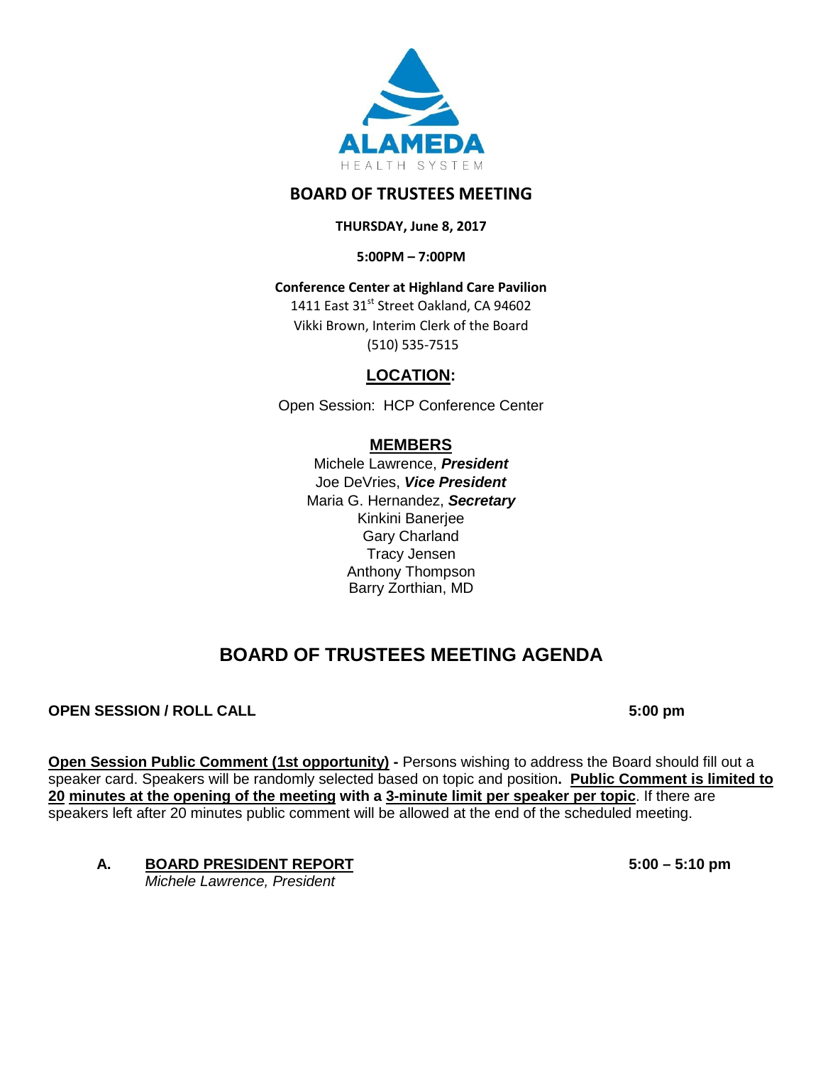ALAMEDA
HEALTH SYSTEM

# BOARD OF TRUSTEES MEETING

**THURSDAY, June 8, 2017**

**5:00PM – 7:00PM**

**Conference Center at Highland Care Pavilion**
1411 East 31st Street Oakland, CA 94602
Vikki Brown, Interim Clerk of the Board
(510) 535-7515

## LOCATION:

Open Session: HCP Conference Center

## MEMBERS

Michele Lawrence, ***President***
Joe DeVries, ***Vice President***
Maria G. Hernandez, ***Secretary***
Kinkini Banerjee
Gary Charland
Tracy Jensen
Anthony Thompson
Barry Zorthian, MD

# BOARD OF TRUSTEES MEETING AGENDA

**OPEN SESSION / ROLL CALL** **5:00 pm**

**Open Session Public Comment (1st opportunity) -** Persons wishing to address the Board should fill out a speaker card. Speakers will be randomly selected based on topic and position**. Public Comment is limited to 20 minutes at the opening of the meeting with a 3-minute limit per speaker per topic**. If there are speakers left after 20 minutes public comment will be allowed at the end of the scheduled meeting.

**A. BOARD PRESIDENT REPORT** **5:00 – 5:10 pm**
*Michele Lawrence, President*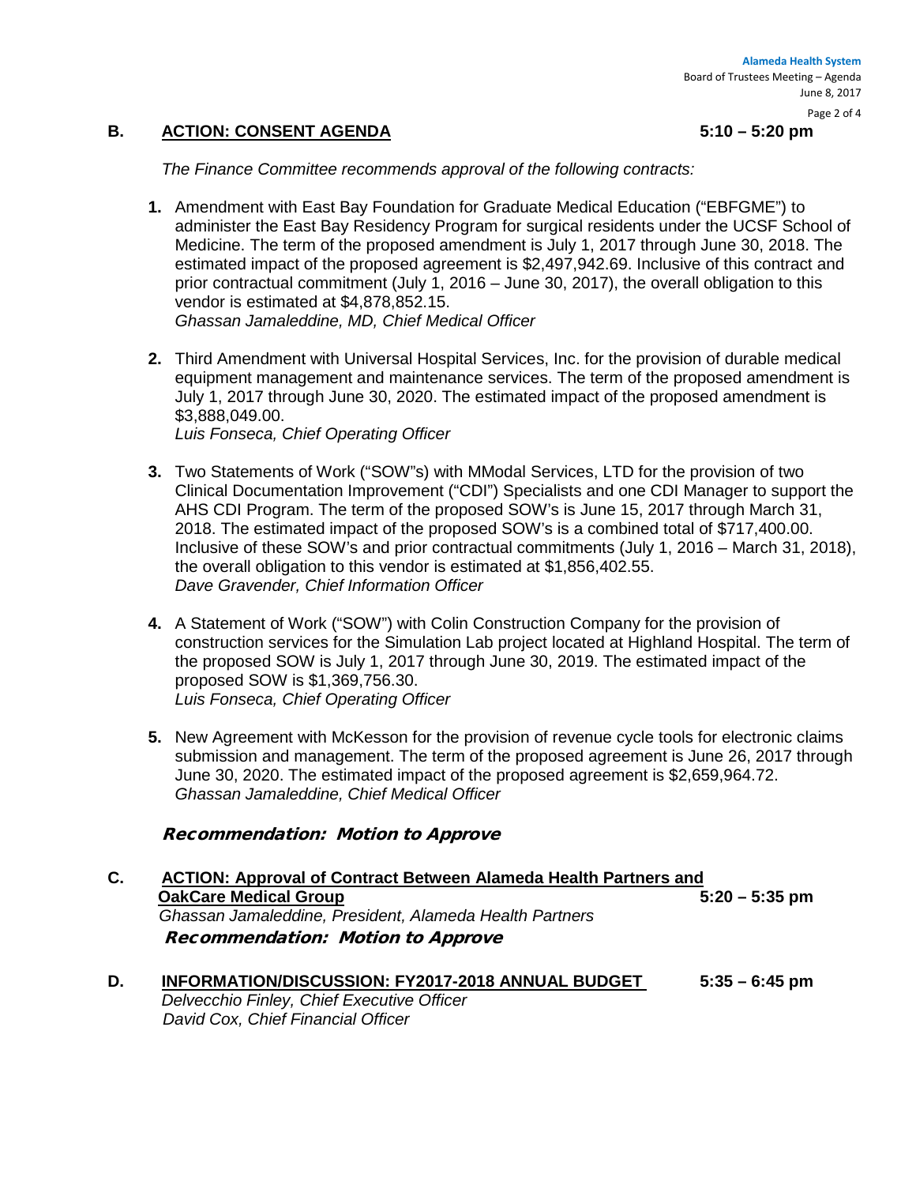## B. ACTION: CONSENT AGENDA — 5:10 – 5:20 pm

*The Finance Committee recommends approval of the following contracts:*

1. Amendment with East Bay Foundation for Graduate Medical Education ("EBFGME") to administer the East Bay Residency Program for surgical residents under the UCSF School of Medicine. The term of the proposed amendment is July 1, 2017 through June 30, 2018. The estimated impact of the proposed agreement is $2,497,942.69. Inclusive of this contract and prior contractual commitment (July 1, 2016 – June 30, 2017), the overall obligation to this vendor is estimated at $4,878,852.15.
   *Ghassan Jamaleddine, MD, Chief Medical Officer*

2. Third Amendment with Universal Hospital Services, Inc. for the provision of durable medical equipment management and maintenance services. The term of the proposed amendment is July 1, 2017 through June 30, 2020. The estimated impact of the proposed amendment is $3,888,049.00.
   *Luis Fonseca, Chief Operating Officer*

3. Two Statements of Work ("SOW"s) with MModal Services, LTD for the provision of two Clinical Documentation Improvement ("CDI") Specialists and one CDI Manager to support the AHS CDI Program. The term of the proposed SOW's is June 15, 2017 through March 31, 2018. The estimated impact of the proposed SOW's is a combined total of $717,400.00. Inclusive of these SOW's and prior contractual commitments (July 1, 2016 – March 31, 2018), the overall obligation to this vendor is estimated at $1,856,402.55.
   *Dave Gravender, Chief Information Officer*

4. A Statement of Work ("SOW") with Colin Construction Company for the provision of construction services for the Simulation Lab project located at Highland Hospital. The term of the proposed SOW is July 1, 2017 through June 30, 2019. The estimated impact of the proposed SOW is $1,369,756.30.
   *Luis Fonseca, Chief Operating Officer*

5. New Agreement with McKesson for the provision of revenue cycle tools for electronic claims submission and management. The term of the proposed agreement is June 26, 2017 through June 30, 2020. The estimated impact of the proposed agreement is $2,659,964.72.
   *Ghassan Jamaleddine, Chief Medical Officer*

***Recommendation: Motion to Approve***

## C. ACTION: Approval of Contract Between Alameda Health Partners and OakCare Medical Group — 5:20 – 5:35 pm

*Ghassan Jamaleddine, President, Alameda Health Partners*

***Recommendation: Motion to Approve***

## D. INFORMATION/DISCUSSION: FY2017-2018 ANNUAL BUDGET — 5:35 – 6:45 pm

*Delvecchio Finley, Chief Executive Officer*
*David Cox, Chief Financial Officer*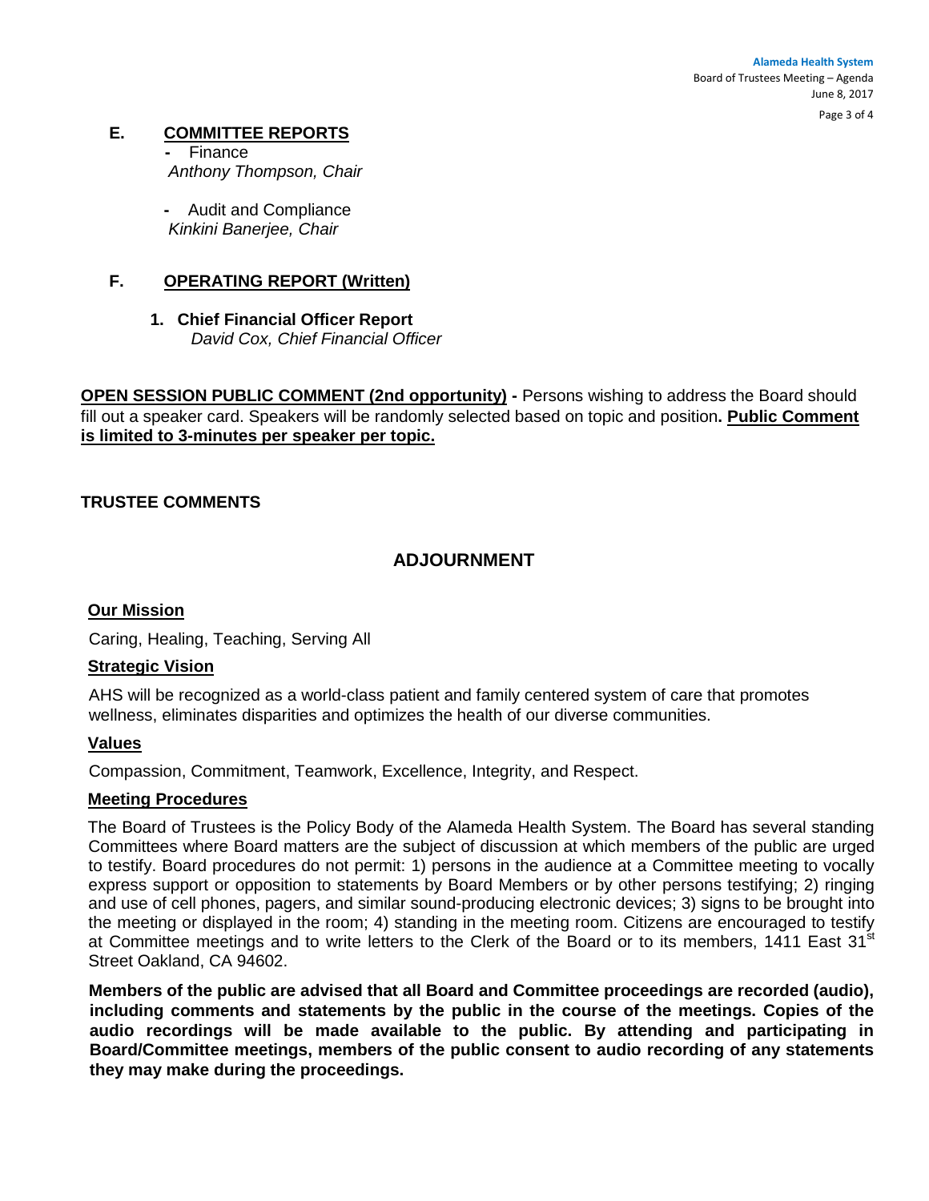## E. COMMITTEE REPORTS

- Finance
  *Anthony Thompson, Chair*

- Audit and Compliance
  *Kinkini Banerjee, Chair*

## F. OPERATING REPORT (Written)

1. **Chief Financial Officer Report**
   *David Cox, Chief Financial Officer*

**OPEN SESSION PUBLIC COMMENT (2nd opportunity) -** Persons wishing to address the Board should fill out a speaker card. Speakers will be randomly selected based on topic and position**. Public Comment is limited to 3-minutes per speaker per topic.**

**TRUSTEE COMMENTS**

## ADJOURNMENT

**Our Mission**

Caring, Healing, Teaching, Serving All

**Strategic Vision**

AHS will be recognized as a world-class patient and family centered system of care that promotes wellness, eliminates disparities and optimizes the health of our diverse communities.

**Values**

Compassion, Commitment, Teamwork, Excellence, Integrity, and Respect.

**Meeting Procedures**

The Board of Trustees is the Policy Body of the Alameda Health System. The Board has several standing Committees where Board matters are the subject of discussion at which members of the public are urged to testify. Board procedures do not permit: 1) persons in the audience at a Committee meeting to vocally express support or opposition to statements by Board Members or by other persons testifying; 2) ringing and use of cell phones, pagers, and similar sound-producing electronic devices; 3) signs to be brought into the meeting or displayed in the room; 4) standing in the meeting room. Citizens are encouraged to testify at Committee meetings and to write letters to the Clerk of the Board or to its members, 1411 East 31st Street Oakland, CA 94602.

**Members of the public are advised that all Board and Committee proceedings are recorded (audio), including comments and statements by the public in the course of the meetings. Copies of the audio recordings will be made available to the public. By attending and participating in Board/Committee meetings, members of the public consent to audio recording of any statements they may make during the proceedings.**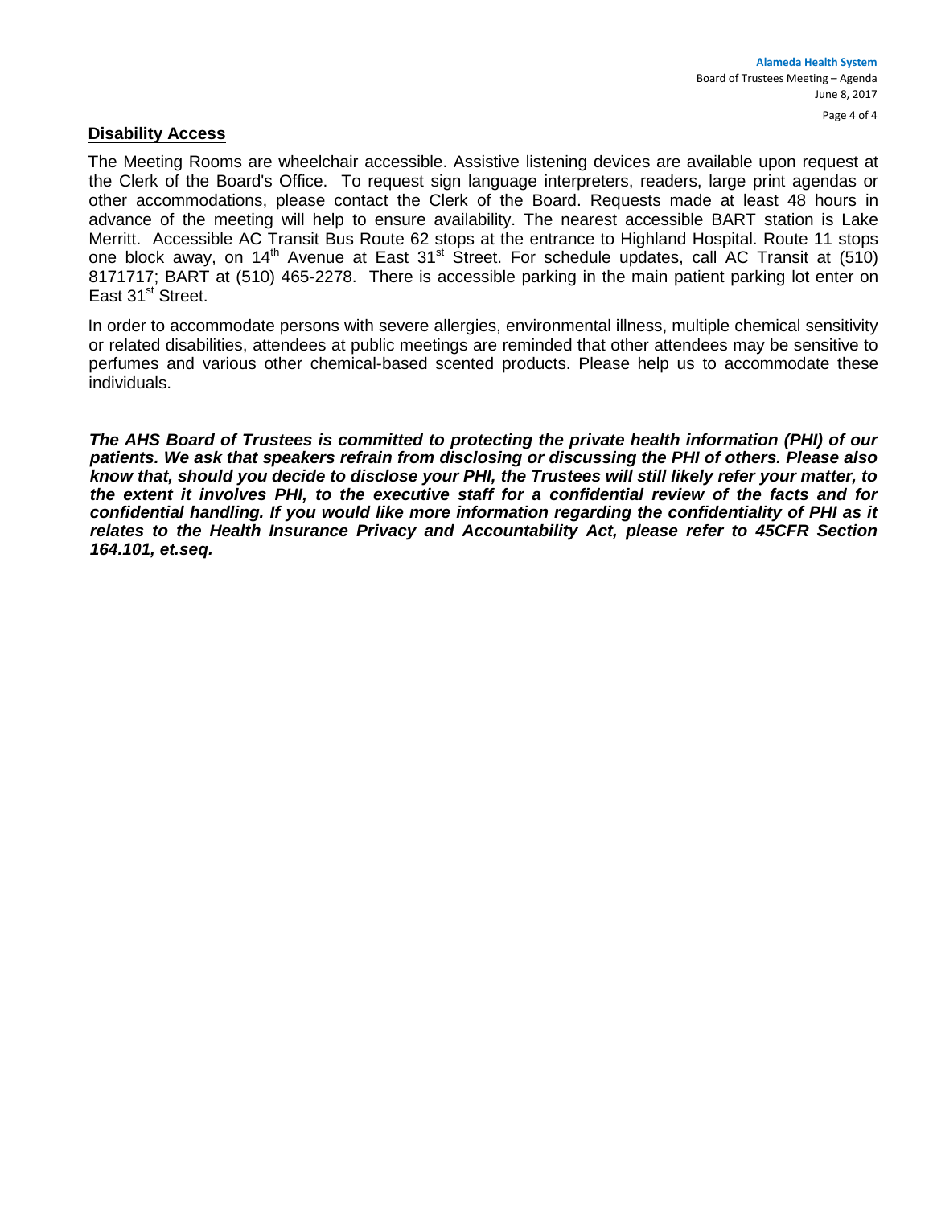## Disability Access

The Meeting Rooms are wheelchair accessible. Assistive listening devices are available upon request at the Clerk of the Board's Office. To request sign language interpreters, readers, large print agendas or other accommodations, please contact the Clerk of the Board. Requests made at least 48 hours in advance of the meeting will help to ensure availability. The nearest accessible BART station is Lake Merritt. Accessible AC Transit Bus Route 62 stops at the entrance to Highland Hospital. Route 11 stops one block away, on 14th Avenue at East 31st Street. For schedule updates, call AC Transit at (510) 8171717; BART at (510) 465-2278. There is accessible parking in the main patient parking lot enter on East 31st Street.

In order to accommodate persons with severe allergies, environmental illness, multiple chemical sensitivity or related disabilities, attendees at public meetings are reminded that other attendees may be sensitive to perfumes and various other chemical-based scented products. Please help us to accommodate these individuals.

***The AHS Board of Trustees is committed to protecting the private health information (PHI) of our patients. We ask that speakers refrain from disclosing or discussing the PHI of others. Please also know that, should you decide to disclose your PHI, the Trustees will still likely refer your matter, to the extent it involves PHI, to the executive staff for a confidential review of the facts and for confidential handling. If you would like more information regarding the confidentiality of PHI as it relates to the Health Insurance Privacy and Accountability Act, please refer to 45CFR Section 164.101, et.seq.***